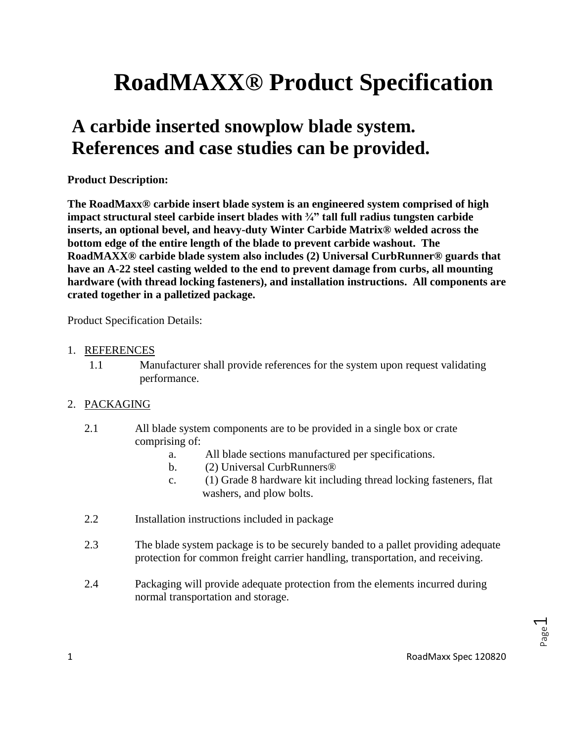# RoadMAXX® Product Specification

## A carbide inserted snowplow blade system. References and case studies can be provided.

**Product Description:**

**The RoadMaxx® carbide insert blade system is an engineered system comprised of high impact structural steel carbide insert blades with ¾" tall full radius tungsten carbide inserts, an optional bevel, and heavy-duty Winter Carbide Matrix® welded across the bottom edge of the entire length of the blade to prevent carbide washout. The RoadMAXX® carbide blade system also includes (2) Universal CurbRunner® guards that have an A-22 steel casting welded to the end to prevent damage from curbs, all mounting hardware (with thread locking fasteners), and installation instructions. All components are crated together in a palletized package.**

Product Specification Details:

1. REFERENCES
   - 1.1 Manufacturer shall provide references for the system upon request validating performance.

2. PACKAGING
   - 2.1 All blade system components are to be provided in a single box or crate comprising of:
     - a. All blade sections manufactured per specifications.
     - b. (2) Universal CurbRunners®
     - c. (1) Grade 8 hardware kit including thread locking fasteners, flat washers, and plow bolts.
   - 2.2 Installation instructions included in package
   - 2.3 The blade system package is to be securely banded to a pallet providing adequate protection for common freight carrier handling, transportation, and receiving.
   - 2.4 Packaging will provide adequate protection from the elements incurred during normal transportation and storage.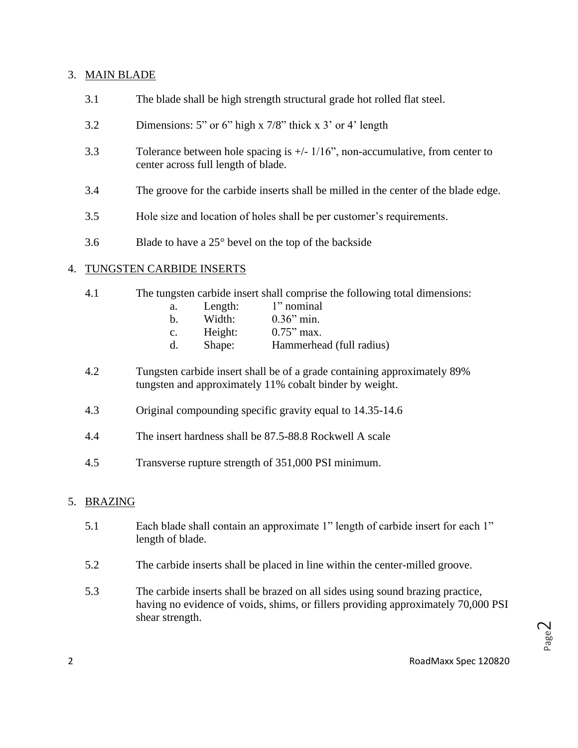3. MAIN BLADE

3.1 The blade shall be high strength structural grade hot rolled flat steel.

3.2 Dimensions: 5" or 6" high x 7/8" thick x 3' or 4' length

3.3 Tolerance between hole spacing is +/- 1/16", non-accumulative, from center to center across full length of blade.

3.4 The groove for the carbide inserts shall be milled in the center of the blade edge.

3.5 Hole size and location of holes shall be per customer's requirements.

3.6 Blade to have a 25° bevel on the top of the backside

4. TUNGSTEN CARBIDE INSERTS

4.1 The tungsten carbide insert shall comprise the following total dimensions:

- a. Length: 1" nominal
- b. Width: 0.36" min.
- c. Height: 0.75" max.
- d. Shape: Hammerhead (full radius)

4.2 Tungsten carbide insert shall be of a grade containing approximately 89% tungsten and approximately 11% cobalt binder by weight.

4.3 Original compounding specific gravity equal to 14.35-14.6

4.4 The insert hardness shall be 87.5-88.8 Rockwell A scale

4.5 Transverse rupture strength of 351,000 PSI minimum.

5. BRAZING

5.1 Each blade shall contain an approximate 1" length of carbide insert for each 1" length of blade.

5.2 The carbide inserts shall be placed in line within the center-milled groove.

5.3 The carbide inserts shall be brazed on all sides using sound brazing practice, having no evidence of voids, shims, or fillers providing approximately 70,000 PSI shear strength.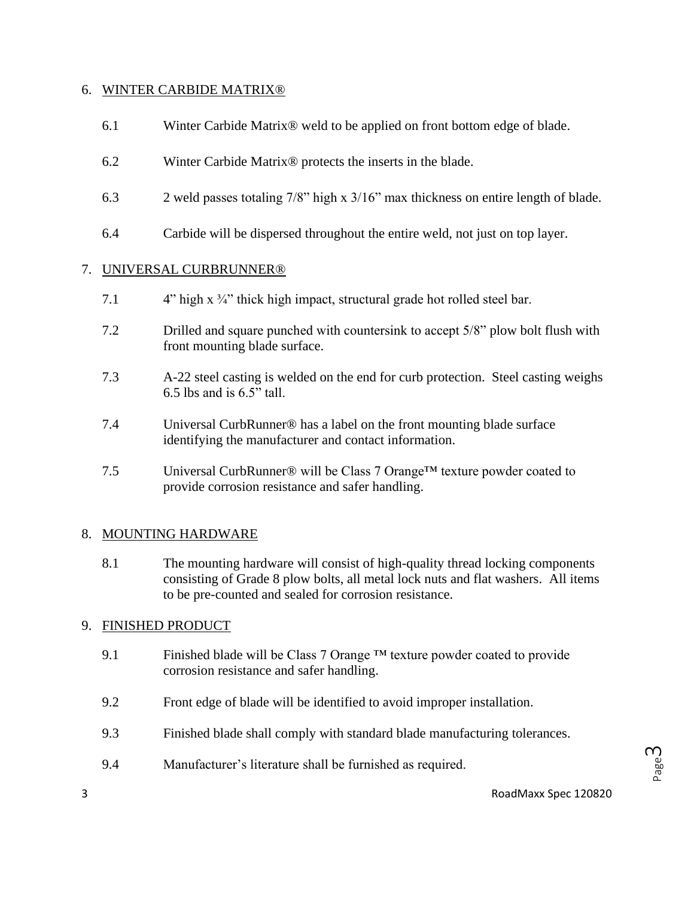## 6. WINTER CARBIDE MATRIX®

6.1 Winter Carbide Matrix® weld to be applied on front bottom edge of blade.

6.2 Winter Carbide Matrix® protects the inserts in the blade.

6.3 2 weld passes totaling 7/8" high x 3/16" max thickness on entire length of blade.

6.4 Carbide will be dispersed throughout the entire weld, not just on top layer.

## 7. UNIVERSAL CURBRUNNER®

7.1 4" high x ¾" thick high impact, structural grade hot rolled steel bar.

7.2 Drilled and square punched with countersink to accept 5/8" plow bolt flush with front mounting blade surface.

7.3 A-22 steel casting is welded on the end for curb protection. Steel casting weighs 6.5 lbs and is 6.5" tall.

7.4 Universal CurbRunner® has a label on the front mounting blade surface identifying the manufacturer and contact information.

7.5 Universal CurbRunner® will be Class 7 Orange™ texture powder coated to provide corrosion resistance and safer handling.

## 8. MOUNTING HARDWARE

8.1 The mounting hardware will consist of high-quality thread locking components consisting of Grade 8 plow bolts, all metal lock nuts and flat washers. All items to be pre-counted and sealed for corrosion resistance.

## 9. FINISHED PRODUCT

9.1 Finished blade will be Class 7 Orange ™ texture powder coated to provide corrosion resistance and safer handling.

9.2 Front edge of blade will be identified to avoid improper installation.

9.3 Finished blade shall comply with standard blade manufacturing tolerances.

9.4 Manufacturer's literature shall be furnished as required.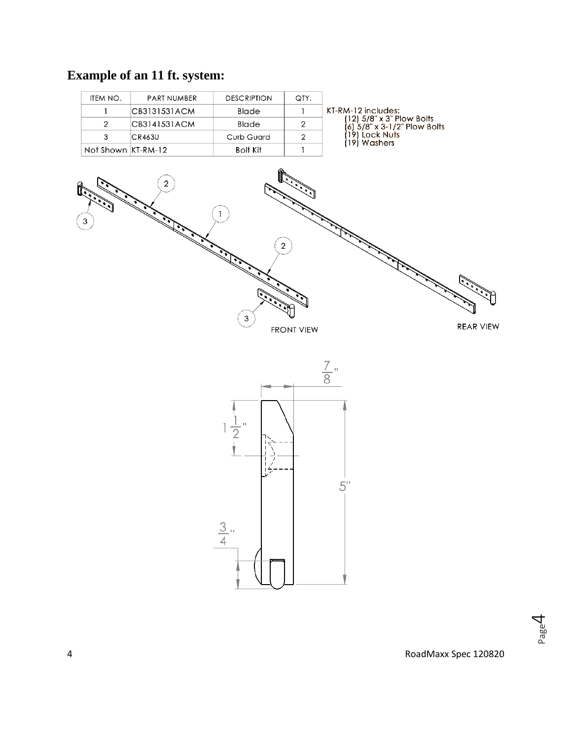## Example of an 11 ft. system:

| ITEM NO. | PART NUMBER | DESCRIPTION | QTY. |
| --- | --- | --- | --- |
| 1 | CB3131531ACM | Blade | 1 |
| 2 | CB3141531ACM | Blade | 2 |
| 3 | CR463U | Curb Guard | 2 |
| Not Shown | KT-RM-12 | Bolt Kit | 1 |

KT-RM-12 includes:
- (12) 5/8" x 3" Plow Bolts
- (6) 5/8" x 3-1/2" Plow Bolts
- (19) Lock Nuts
- (19) Washers

2

1

2

3

3

FRONT VIEW

REAR VIEW

7/8"

1 1/2"

5"

3/4"